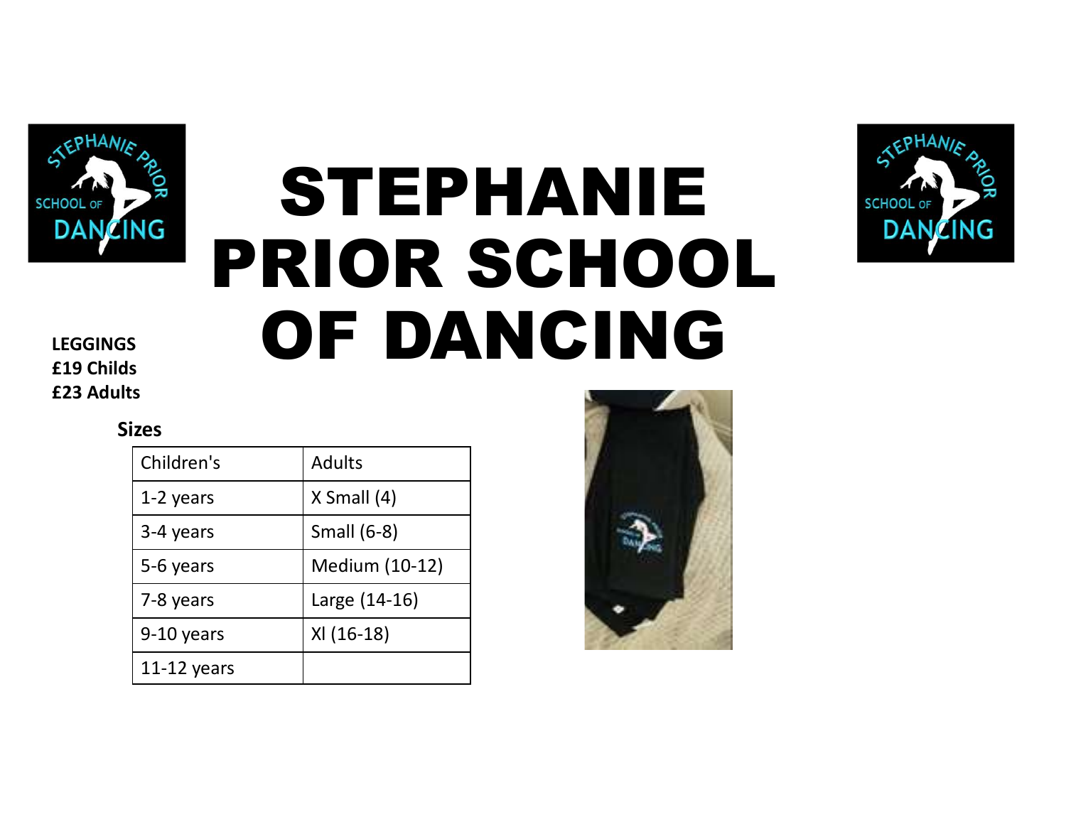# STEPHANIE PRIOR SCHOOL OF DANCING

**LEGGINGS**
**£19 Childs**
**£23 Adults**

**Sizes**

| Children's | Adults |
| --- | --- |
| 1-2 years | X Small (4) |
| 3-4 years | Small (6-8) |
| 5-6 years | Medium (10-12) |
| 7-8 years | Large (14-16) |
| 9-10 years | Xl (16-18) |
| 11-12 years | |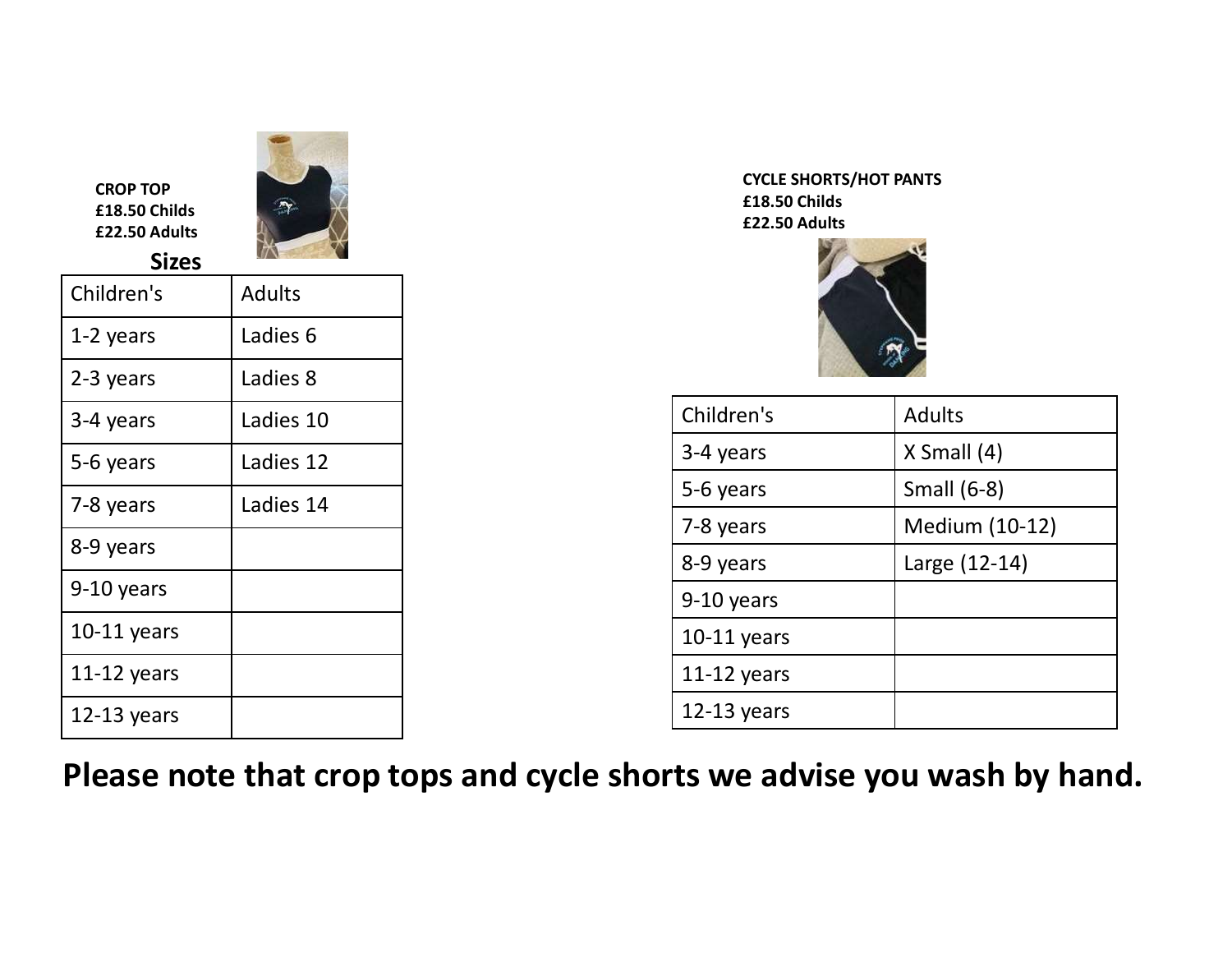**CROP TOP**
**£18.50 Childs**
**£22.50 Adults**

**Sizes**

| Children's | Adults |
| --- | --- |
| 1-2 years | Ladies 6 |
| 2-3 years | Ladies 8 |
| 3-4 years | Ladies 10 |
| 5-6 years | Ladies 12 |
| 7-8 years | Ladies 14 |
| 8-9 years | |
| 9-10 years | |
| 10-11 years | |
| 11-12 years | |
| 12-13 years | |

**CYCLE SHORTS/HOT PANTS**
**£18.50 Childs**
**£22.50 Adults**

| Children's | Adults |
| --- | --- |
| 3-4 years | X Small (4) |
| 5-6 years | Small (6-8) |
| 7-8 years | Medium (10-12) |
| 8-9 years | Large (12-14) |
| 9-10 years | |
| 10-11 years | |
| 11-12 years | |
| 12-13 years | |

**Please note that crop tops and cycle shorts we advise you wash by hand.**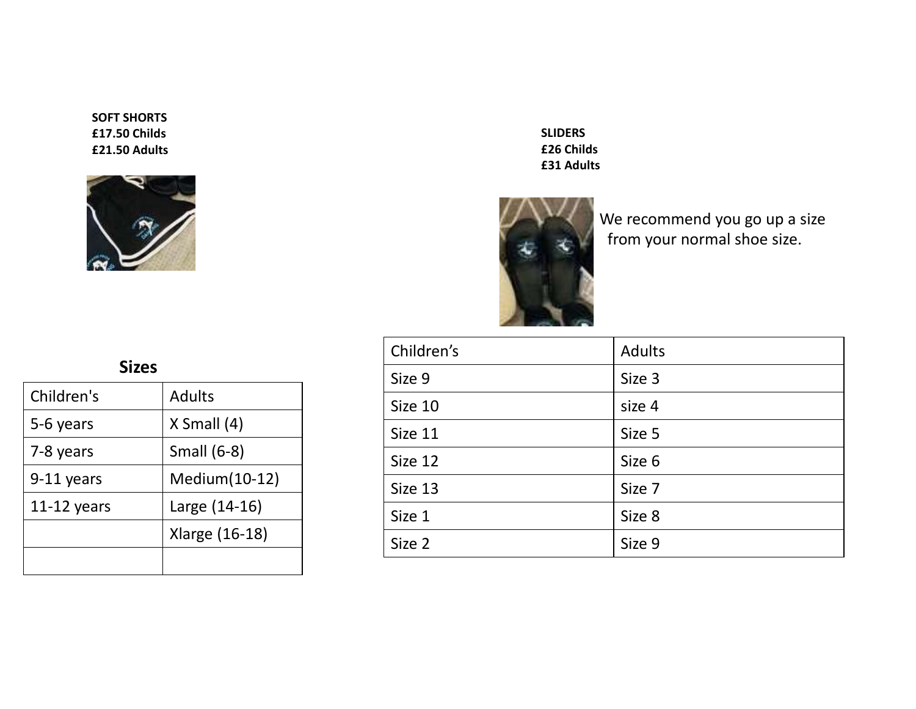**SOFT SHORTS**
**£17.50 Childs**
**£21.50 Adults**

**SLIDERS**
**£26 Childs**
**£31 Adults**

We recommend you go up a size from your normal shoe size.

**Sizes**

| Children's | Adults |
|---|---|
| 5-6 years | X Small (4) |
| 7-8 years | Small (6-8) |
| 9-11 years | Medium(10-12) |
| 11-12 years | Large (14-16) |
| | Xlarge (16-18) |
| | |

| Children's | Adults |
|---|---|
| Size 9 | Size 3 |
| Size 10 | size 4 |
| Size 11 | Size 5 |
| Size 12 | Size 6 |
| Size 13 | Size 7 |
| Size 1 | Size 8 |
| Size 2 | Size 9 |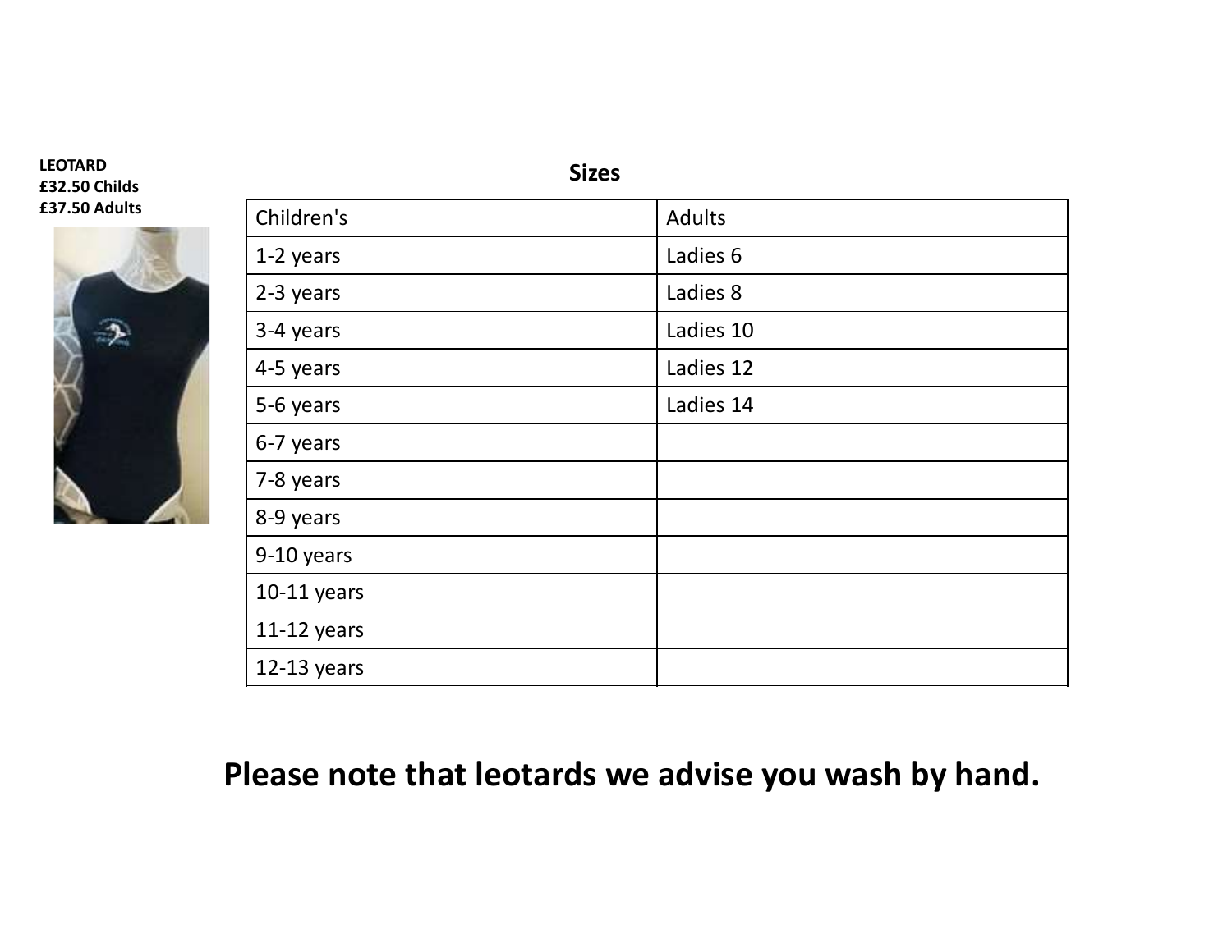**LEOTARD**
**£32.50 Childs**
**£37.50 Adults**

**Sizes**

| Children's | Adults |
|---|---|
| 1-2 years | Ladies 6 |
| 2-3 years | Ladies 8 |
| 3-4 years | Ladies 10 |
| 4-5 years | Ladies 12 |
| 5-6 years | Ladies 14 |
| 6-7 years | |
| 7-8 years | |
| 8-9 years | |
| 9-10 years | |
| 10-11 years | |
| 11-12 years | |
| 12-13 years | |

**Please note that leotards we advise you wash by hand.**